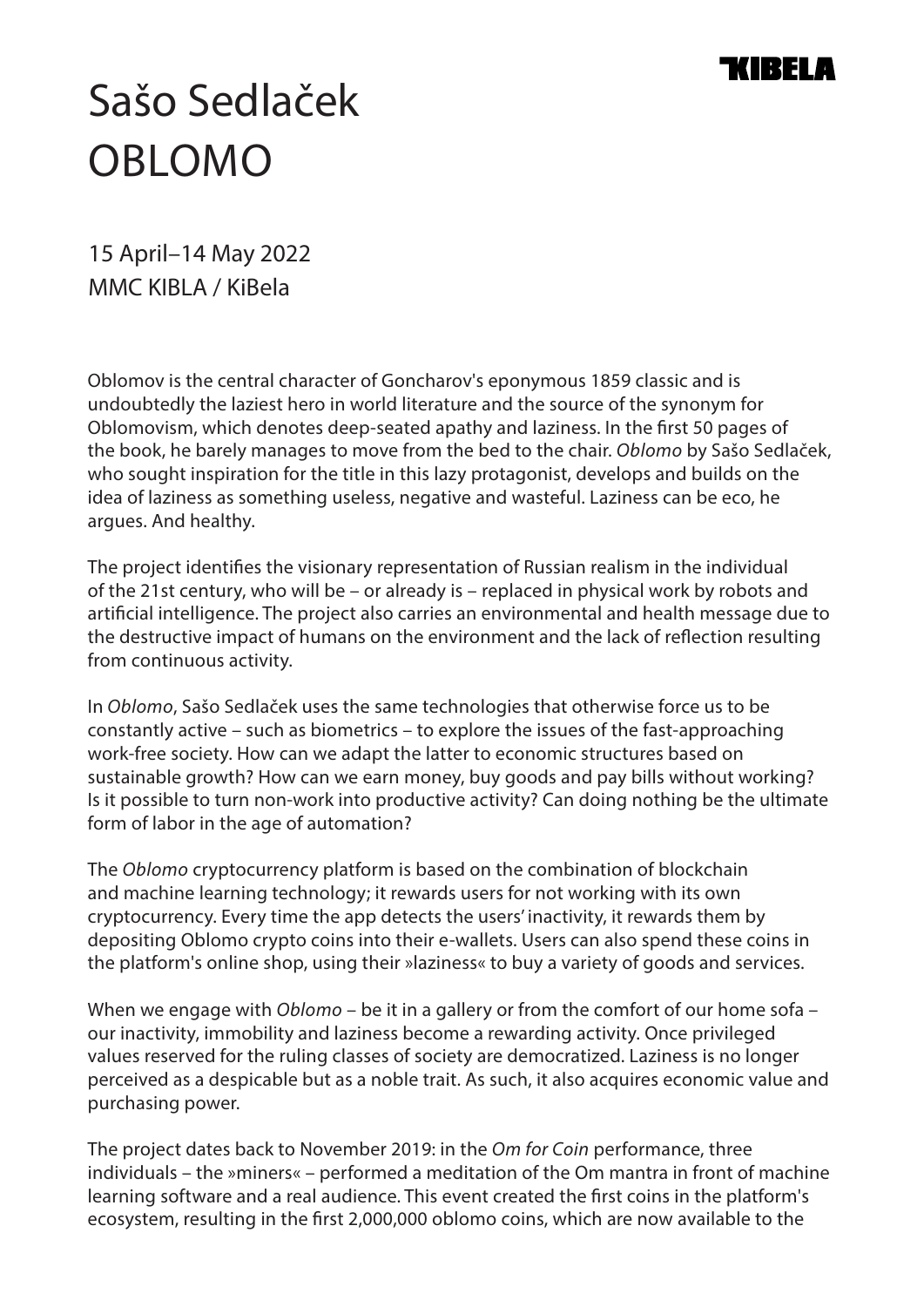KIBELA

# Sašo Sedlaček
# OBLOMO

15 April–14 May 2022
MMC KIBLA / KiBela

Oblomov is the central character of Goncharov's eponymous 1859 classic and is undoubtedly the laziest hero in world literature and the source of the synonym for Oblomovism, which denotes deep-seated apathy and laziness. In the first 50 pages of the book, he barely manages to move from the bed to the chair. *Oblomo* by Sašo Sedlaček, who sought inspiration for the title in this lazy protagonist, develops and builds on the idea of laziness as something useless, negative and wasteful. Laziness can be eco, he argues. And healthy.

The project identifies the visionary representation of Russian realism in the individual of the 21st century, who will be – or already is – replaced in physical work by robots and artificial intelligence. The project also carries an environmental and health message due to the destructive impact of humans on the environment and the lack of reflection resulting from continuous activity.

In *Oblomo*, Sašo Sedlaček uses the same technologies that otherwise force us to be constantly active – such as biometrics – to explore the issues of the fast-approaching work-free society. How can we adapt the latter to economic structures based on sustainable growth? How can we earn money, buy goods and pay bills without working? Is it possible to turn non-work into productive activity? Can doing nothing be the ultimate form of labor in the age of automation?

The *Oblomo* cryptocurrency platform is based on the combination of blockchain and machine learning technology; it rewards users for not working with its own cryptocurrency. Every time the app detects the users' inactivity, it rewards them by depositing Oblomo crypto coins into their e-wallets. Users can also spend these coins in the platform's online shop, using their »laziness« to buy a variety of goods and services.

When we engage with *Oblomo* – be it in a gallery or from the comfort of our home sofa – our inactivity, immobility and laziness become a rewarding activity. Once privileged values reserved for the ruling classes of society are democratized. Laziness is no longer perceived as a despicable but as a noble trait. As such, it also acquires economic value and purchasing power.

The project dates back to November 2019: in the *Om for Coin* performance, three individuals – the »miners« – performed a meditation of the Om mantra in front of machine learning software and a real audience. This event created the first coins in the platform's ecosystem, resulting in the first 2,000,000 oblomo coins, which are now available to the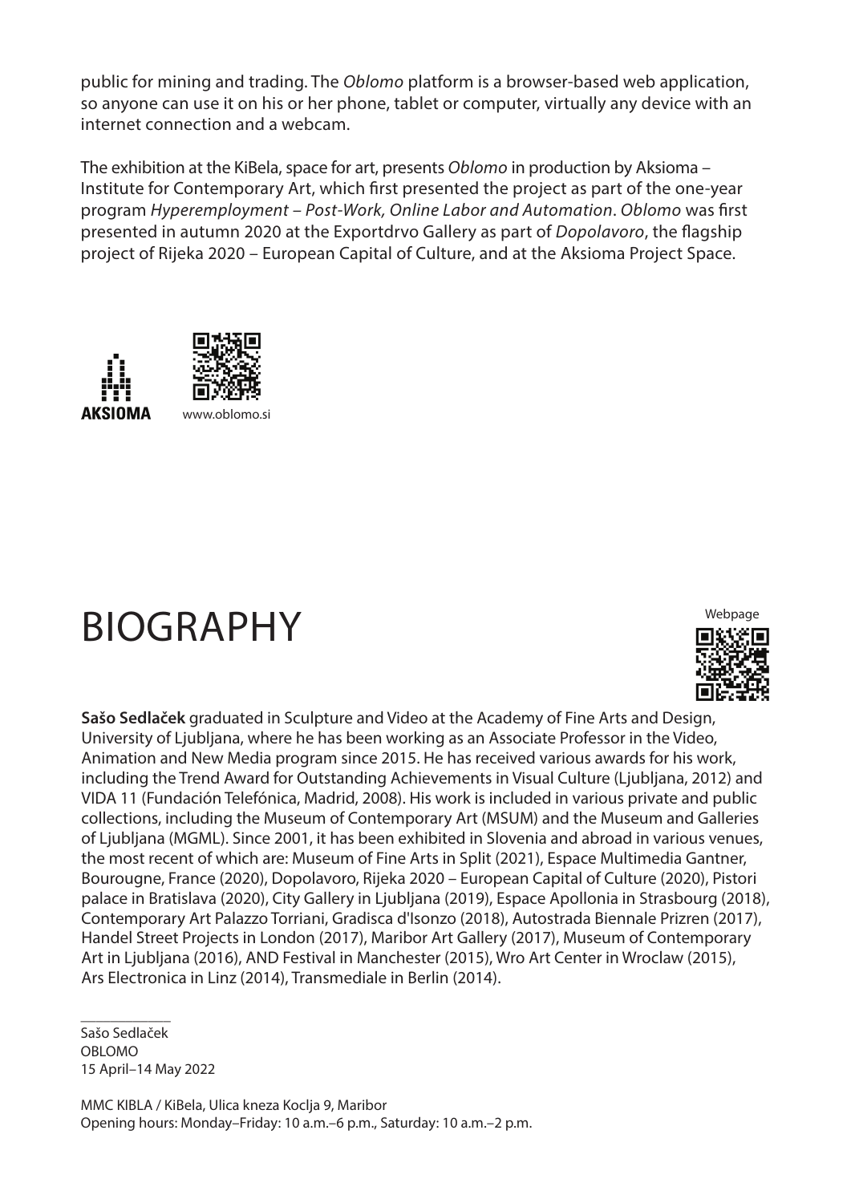public for mining and trading. The *Oblomo* platform is a browser-based web application, so anyone can use it on his or her phone, tablet or computer, virtually any device with an internet connection and a webcam.

The exhibition at the KiBela, space for art, presents *Oblomo* in production by Aksioma – Institute for Contemporary Art, which first presented the project as part of the one-year program *Hyperemployment – Post-Work, Online Labor and Automation*. *Oblomo* was first presented in autumn 2020 at the Exportdrvo Gallery as part of *Dopolavoro*, the flagship project of Rijeka 2020 – European Capital of Culture, and at the Aksioma Project Space.

AKSIOMA

www.oblomo.si

# BIOGRAPHY

Webpage

**Sašo Sedlaček** graduated in Sculpture and Video at the Academy of Fine Arts and Design, University of Ljubljana, where he has been working as an Associate Professor in the Video, Animation and New Media program since 2015. He has received various awards for his work, including the Trend Award for Outstanding Achievements in Visual Culture (Ljubljana, 2012) and VIDA 11 (Fundación Telefónica, Madrid, 2008). His work is included in various private and public collections, including the Museum of Contemporary Art (MSUM) and the Museum and Galleries of Ljubljana (MGML). Since 2001, it has been exhibited in Slovenia and abroad in various venues, the most recent of which are: Museum of Fine Arts in Split (2021), Espace Multimedia Gantner, Bourougne, France (2020), Dopolavoro, Rijeka 2020 – European Capital of Culture (2020), Pistori palace in Bratislava (2020), City Gallery in Ljubljana (2019), Espace Apollonia in Strasbourg (2018), Contemporary Art Palazzo Torriani, Gradisca d'Isonzo (2018), Autostrada Biennale Prizren (2017), Handel Street Projects in London (2017), Maribor Art Gallery (2017), Museum of Contemporary Art in Ljubljana (2016), AND Festival in Manchester (2015), Wro Art Center in Wroclaw (2015), Ars Electronica in Linz (2014), Transmediale in Berlin (2014).

Sašo Sedlaček
OBLOMO
15 April–14 May 2022

MMC KIBLA / KiBela, Ulica kneza Koclja 9, Maribor
Opening hours: Monday–Friday: 10 a.m.–6 p.m., Saturday: 10 a.m.–2 p.m.